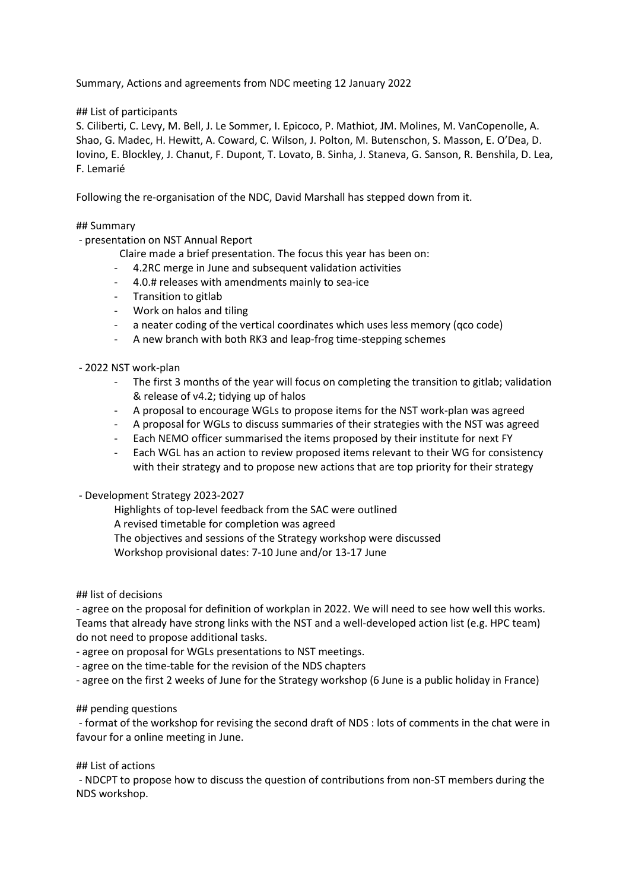Summary, Actions and agreements from NDC meeting 12 January 2022

## List of participants

S. Ciliberti, C. Levy, M. Bell, J. Le Sommer, I. Epicoco, P. Mathiot, JM. Molines, M. VanCopenolle, A. Shao, G. Madec, H. Hewitt, A. Coward, C. Wilson, J. Polton, M. Butenschon, S. Masson, E. O'Dea, D. Iovino, E. Blockley, J. Chanut, F. Dupont, T. Lovato, B. Sinha, J. Staneva, G. Sanson, R. Benshila, D. Lea, F. Lemarié

Following the re-organisation of the NDC, David Marshall has stepped down from it.

## Summary

- presentation on NST Annual Report

  Claire made a brief presentation. The focus this year has been on:
  - 4.2RC merge in June and subsequent validation activities
  - 4.0.# releases with amendments mainly to sea-ice
  - Transition to gitlab
  - Work on halos and tiling
  - a neater coding of the vertical coordinates which uses less memory (qco code)
  - A new branch with both RK3 and leap-frog time-stepping schemes

- 2022 NST work-plan
  - The first 3 months of the year will focus on completing the transition to gitlab; validation & release of v4.2; tidying up of halos
  - A proposal to encourage WGLs to propose items for the NST work-plan was agreed
  - A proposal for WGLs to discuss summaries of their strategies with the NST was agreed
  - Each NEMO officer summarised the items proposed by their institute for next FY
  - Each WGL has an action to review proposed items relevant to their WG for consistency with their strategy and to propose new actions that are top priority for their strategy

- Development Strategy 2023-2027

  Highlights of top-level feedback from the SAC were outlined
  A revised timetable for completion was agreed
  The objectives and sessions of the Strategy workshop were discussed
  Workshop provisional dates: 7-10 June and/or 13-17 June

## list of decisions

- agree on the proposal for definition of workplan in 2022. We will need to see how well this works. Teams that already have strong links with the NST and a well-developed action list (e.g. HPC team) do not need to propose additional tasks.
- agree on proposal for WGLs presentations to NST meetings.
- agree on the time-table for the revision of the NDS chapters
- agree on the first 2 weeks of June for the Strategy workshop (6 June is a public holiday in France)

## pending questions

- format of the workshop for revising the second draft of NDS : lots of comments in the chat were in favour for a online meeting in June.

## List of actions

- NDCPT to propose how to discuss the question of contributions from non-ST members during the NDS workshop.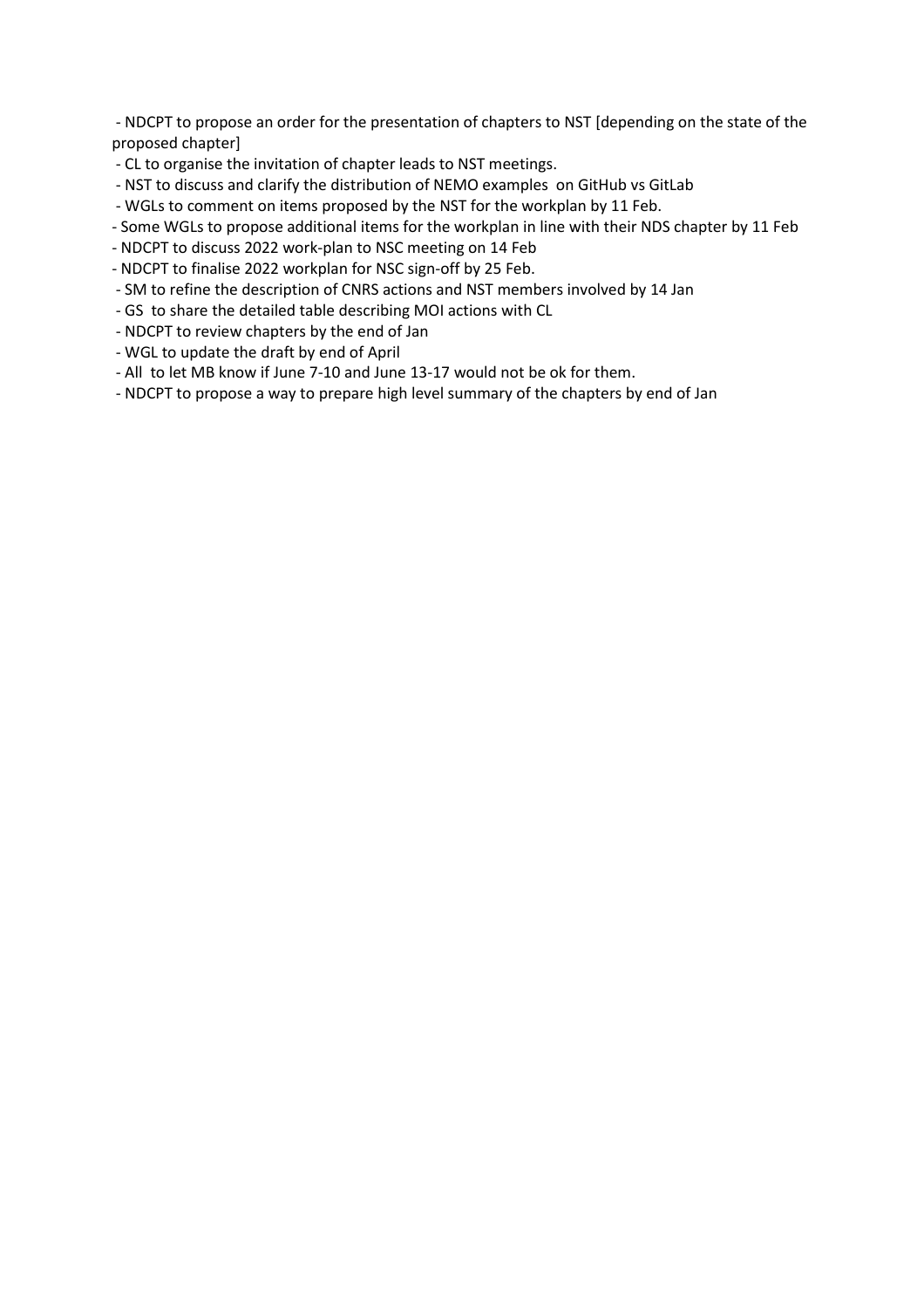- NDCPT to propose an order for the presentation of chapters to NST [depending on the state of the proposed chapter]
- CL to organise the invitation of chapter leads to NST meetings.
- NST to discuss and clarify the distribution of NEMO examples on GitHub vs GitLab
- WGLs to comment on items proposed by the NST for the workplan by 11 Feb.
- Some WGLs to propose additional items for the workplan in line with their NDS chapter by 11 Feb
- NDCPT to discuss 2022 work-plan to NSC meeting on 14 Feb
- NDCPT to finalise 2022 workplan for NSC sign-off by 25 Feb.
- SM to refine the description of CNRS actions and NST members involved by 14 Jan
- GS to share the detailed table describing MOI actions with CL
- NDCPT to review chapters by the end of Jan
- WGL to update the draft by end of April
- All to let MB know if June 7-10 and June 13-17 would not be ok for them.
- NDCPT to propose a way to prepare high level summary of the chapters by end of Jan